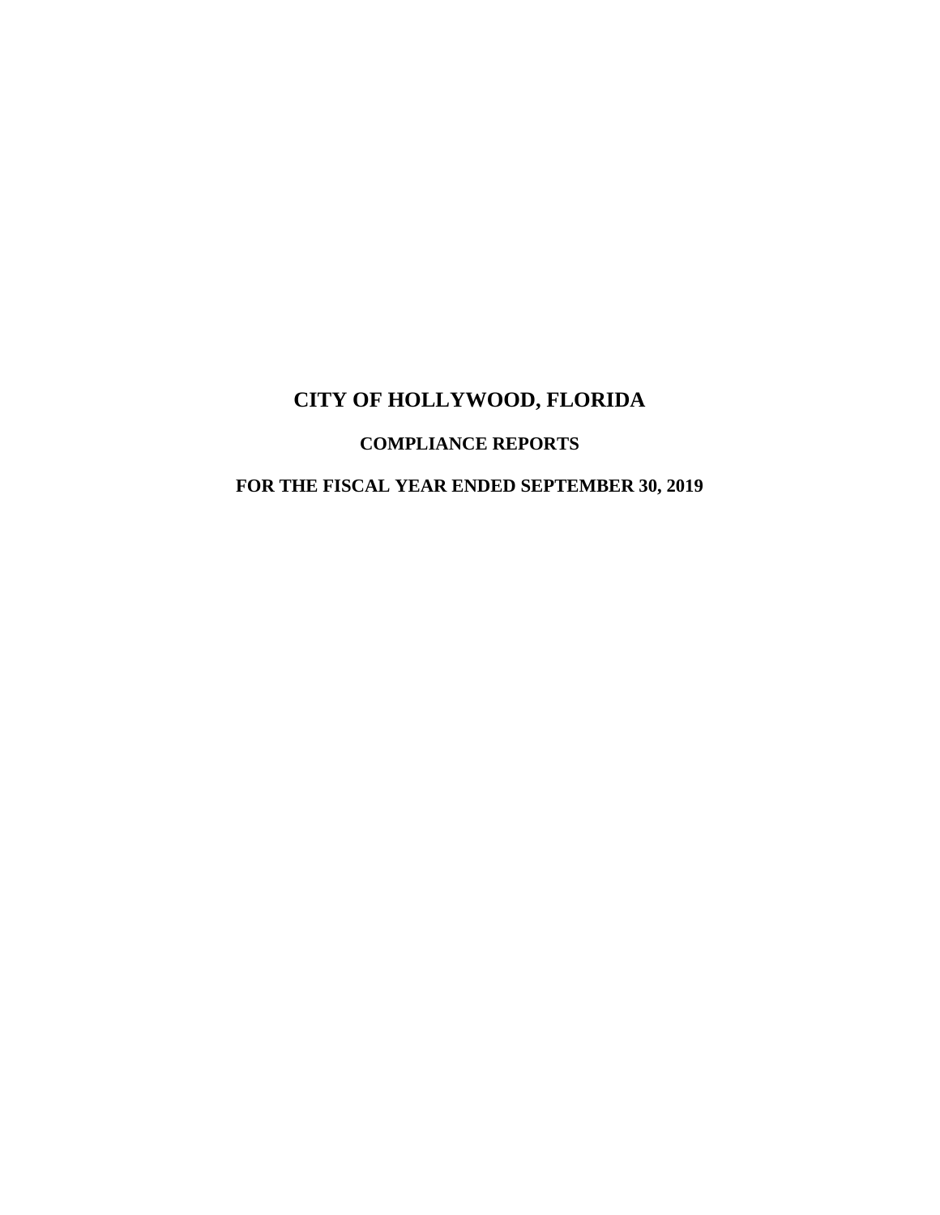# CITY OF HOLLYWOOD, FLORIDA

## COMPLIANCE REPORTS

## FOR THE FISCAL YEAR ENDED SEPTEMBER 30, 2019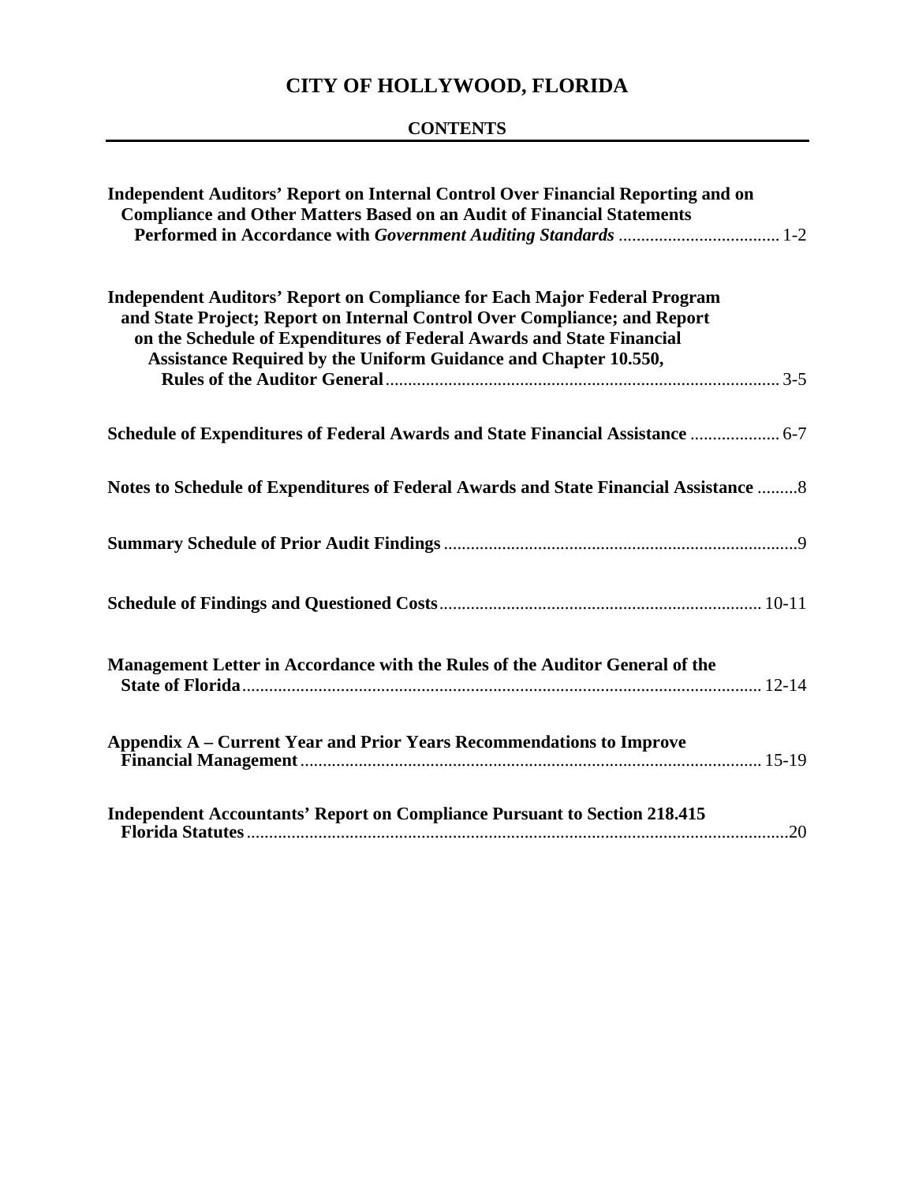# CITY OF HOLLYWOOD, FLORIDA

## CONTENTS

| | |
|---|---|
| **Independent Auditors' Report on Internal Control Over Financial Reporting and on Compliance and Other Matters Based on an Audit of Financial Statements Performed in Accordance with *Government Auditing Standards*** | 1-2 |
| **Independent Auditors' Report on Compliance for Each Major Federal Program and State Project; Report on Internal Control Over Compliance; and Report on the Schedule of Expenditures of Federal Awards and State Financial Assistance Required by the Uniform Guidance and Chapter 10.550, Rules of the Auditor General** | 3-5 |
| **Schedule of Expenditures of Federal Awards and State Financial Assistance** | 6-7 |
| **Notes to Schedule of Expenditures of Federal Awards and State Financial Assistance** | 8 |
| **Summary Schedule of Prior Audit Findings** | 9 |
| **Schedule of Findings and Questioned Costs** | 10-11 |
| **Management Letter in Accordance with the Rules of the Auditor General of the State of Florida** | 12-14 |
| **Appendix A – Current Year and Prior Years Recommendations to Improve Financial Management** | 15-19 |
| **Independent Accountants' Report on Compliance Pursuant to Section 218.415 Florida Statutes** | 20 |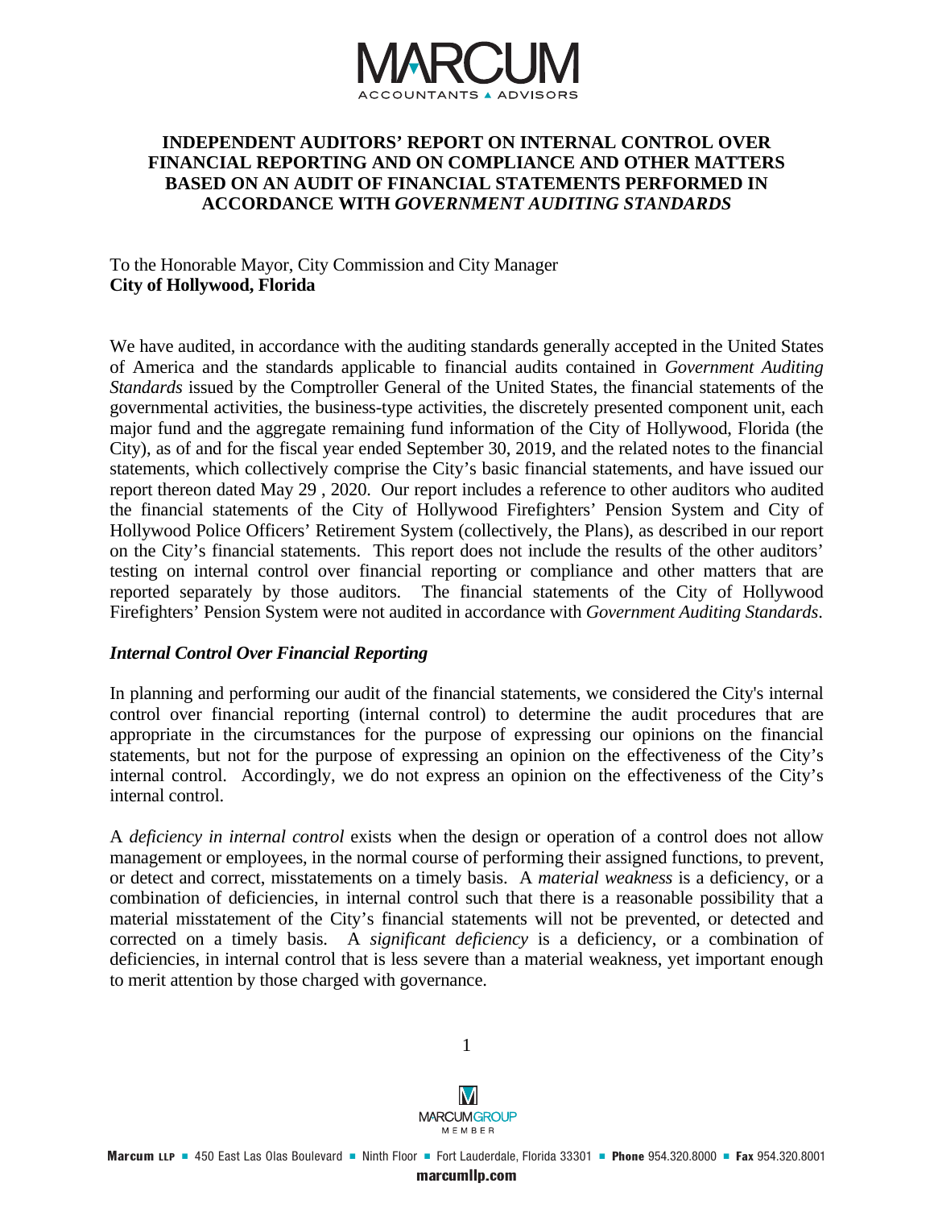# INDEPENDENT AUDITORS' REPORT ON INTERNAL CONTROL OVER FINANCIAL REPORTING AND ON COMPLIANCE AND OTHER MATTERS BASED ON AN AUDIT OF FINANCIAL STATEMENTS PERFORMED IN ACCORDANCE WITH *GOVERNMENT AUDITING STANDARDS*

To the Honorable Mayor, City Commission and City Manager
**City of Hollywood, Florida**

We have audited, in accordance with the auditing standards generally accepted in the United States of America and the standards applicable to financial audits contained in *Government Auditing Standards* issued by the Comptroller General of the United States, the financial statements of the governmental activities, the business-type activities, the discretely presented component unit, each major fund and the aggregate remaining fund information of the City of Hollywood, Florida (the City), as of and for the fiscal year ended September 30, 2019, and the related notes to the financial statements, which collectively comprise the City's basic financial statements, and have issued our report thereon dated May 29 , 2020. Our report includes a reference to other auditors who audited the financial statements of the City of Hollywood Firefighters' Pension System and City of Hollywood Police Officers' Retirement System (collectively, the Plans), as described in our report on the City's financial statements. This report does not include the results of the other auditors' testing on internal control over financial reporting or compliance and other matters that are reported separately by those auditors. The financial statements of the City of Hollywood Firefighters' Pension System were not audited in accordance with *Government Auditing Standards*.

## *Internal Control Over Financial Reporting*

In planning and performing our audit of the financial statements, we considered the City's internal control over financial reporting (internal control) to determine the audit procedures that are appropriate in the circumstances for the purpose of expressing our opinions on the financial statements, but not for the purpose of expressing an opinion on the effectiveness of the City's internal control. Accordingly, we do not express an opinion on the effectiveness of the City's internal control.

A *deficiency in internal control* exists when the design or operation of a control does not allow management or employees, in the normal course of performing their assigned functions, to prevent, or detect and correct, misstatements on a timely basis. A *material weakness* is a deficiency, or a combination of deficiencies, in internal control such that there is a reasonable possibility that a material misstatement of the City's financial statements will not be prevented, or detected and corrected on a timely basis. A *significant deficiency* is a deficiency, or a combination of deficiencies, in internal control that is less severe than a material weakness, yet important enough to merit attention by those charged with governance.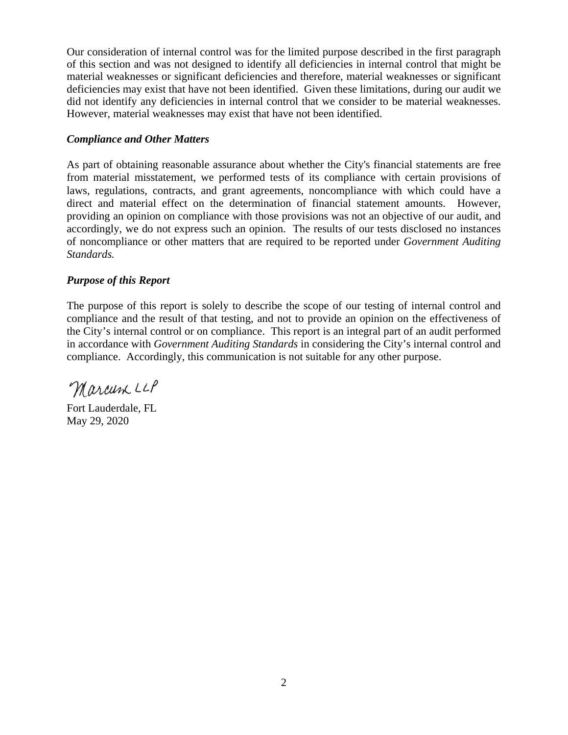Our consideration of internal control was for the limited purpose described in the first paragraph of this section and was not designed to identify all deficiencies in internal control that might be material weaknesses or significant deficiencies and therefore, material weaknesses or significant deficiencies may exist that have not been identified. Given these limitations, during our audit we did not identify any deficiencies in internal control that we consider to be material weaknesses. However, material weaknesses may exist that have not been identified.

***Compliance and Other Matters***

As part of obtaining reasonable assurance about whether the City's financial statements are free from material misstatement, we performed tests of its compliance with certain provisions of laws, regulations, contracts, and grant agreements, noncompliance with which could have a direct and material effect on the determination of financial statement amounts. However, providing an opinion on compliance with those provisions was not an objective of our audit, and accordingly, we do not express such an opinion. The results of our tests disclosed no instances of noncompliance or other matters that are required to be reported under *Government Auditing Standards.*

***Purpose of this Report***

The purpose of this report is solely to describe the scope of our testing of internal control and compliance and the result of that testing, and not to provide an opinion on the effectiveness of the City's internal control or on compliance. This report is an integral part of an audit performed in accordance with *Government Auditing Standards* in considering the City's internal control and compliance. Accordingly, this communication is not suitable for any other purpose.

Marcum LLP

Fort Lauderdale, FL
May 29, 2020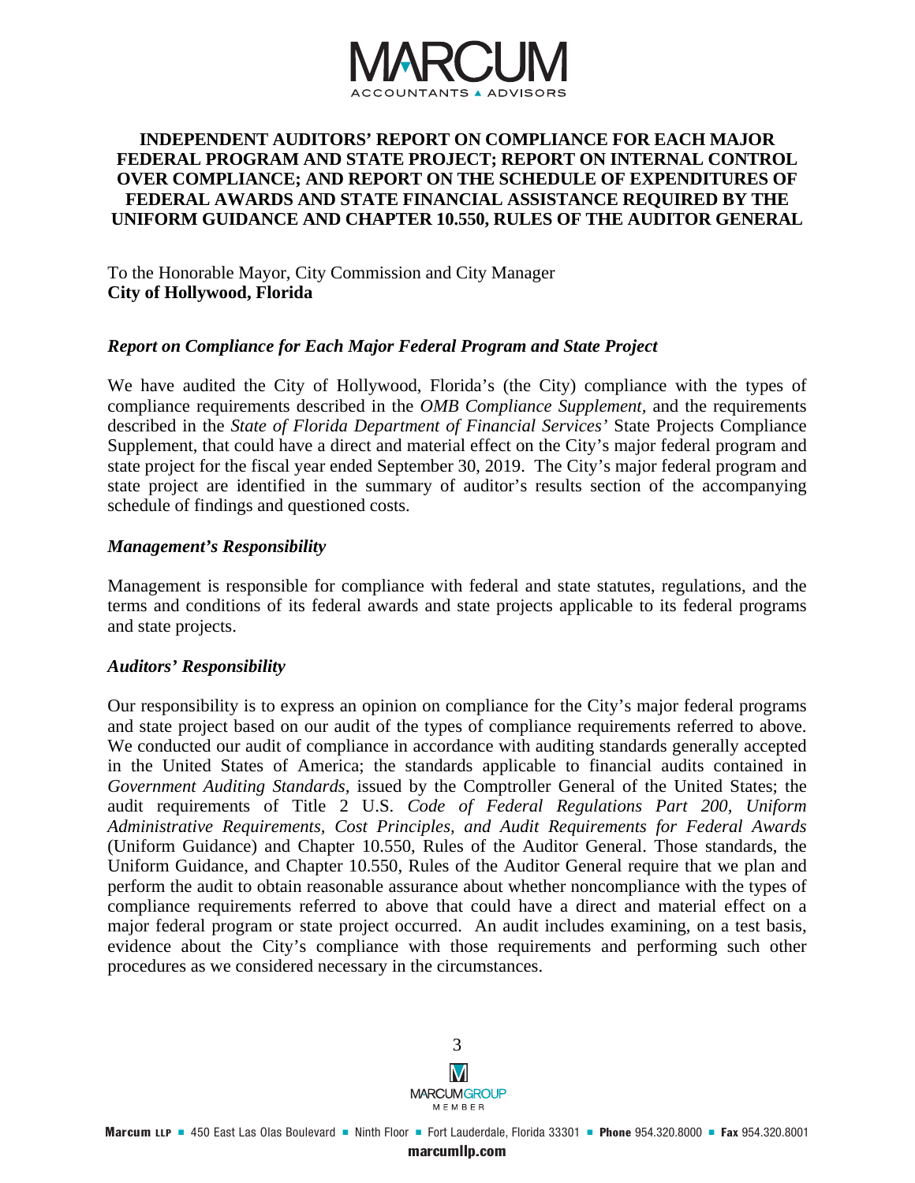**INDEPENDENT AUDITORS' REPORT ON COMPLIANCE FOR EACH MAJOR FEDERAL PROGRAM AND STATE PROJECT; REPORT ON INTERNAL CONTROL OVER COMPLIANCE; AND REPORT ON THE SCHEDULE OF EXPENDITURES OF FEDERAL AWARDS AND STATE FINANCIAL ASSISTANCE REQUIRED BY THE UNIFORM GUIDANCE AND CHAPTER 10.550, RULES OF THE AUDITOR GENERAL**

To the Honorable Mayor, City Commission and City Manager
**City of Hollywood, Florida**

***Report on Compliance for Each Major Federal Program and State Project***

We have audited the City of Hollywood, Florida's (the City) compliance with the types of compliance requirements described in the *OMB Compliance Supplement,* and the requirements described in the *State of Florida Department of Financial Services'* State Projects Compliance Supplement, that could have a direct and material effect on the City's major federal program and state project for the fiscal year ended September 30, 2019. The City's major federal program and state project are identified in the summary of auditor's results section of the accompanying schedule of findings and questioned costs.

***Management's Responsibility***

Management is responsible for compliance with federal and state statutes, regulations, and the terms and conditions of its federal awards and state projects applicable to its federal programs and state projects.

***Auditors' Responsibility***

Our responsibility is to express an opinion on compliance for the City's major federal programs and state project based on our audit of the types of compliance requirements referred to above. We conducted our audit of compliance in accordance with auditing standards generally accepted in the United States of America; the standards applicable to financial audits contained in *Government Auditing Standards,* issued by the Comptroller General of the United States; the audit requirements of Title 2 U.S. *Code of Federal Regulations Part 200, Uniform Administrative Requirements, Cost Principles, and Audit Requirements for Federal Awards* (Uniform Guidance) and Chapter 10.550, Rules of the Auditor General. Those standards, the Uniform Guidance, and Chapter 10.550, Rules of the Auditor General require that we plan and perform the audit to obtain reasonable assurance about whether noncompliance with the types of compliance requirements referred to above that could have a direct and material effect on a major federal program or state project occurred. An audit includes examining, on a test basis, evidence about the City's compliance with those requirements and performing such other procedures as we considered necessary in the circumstances.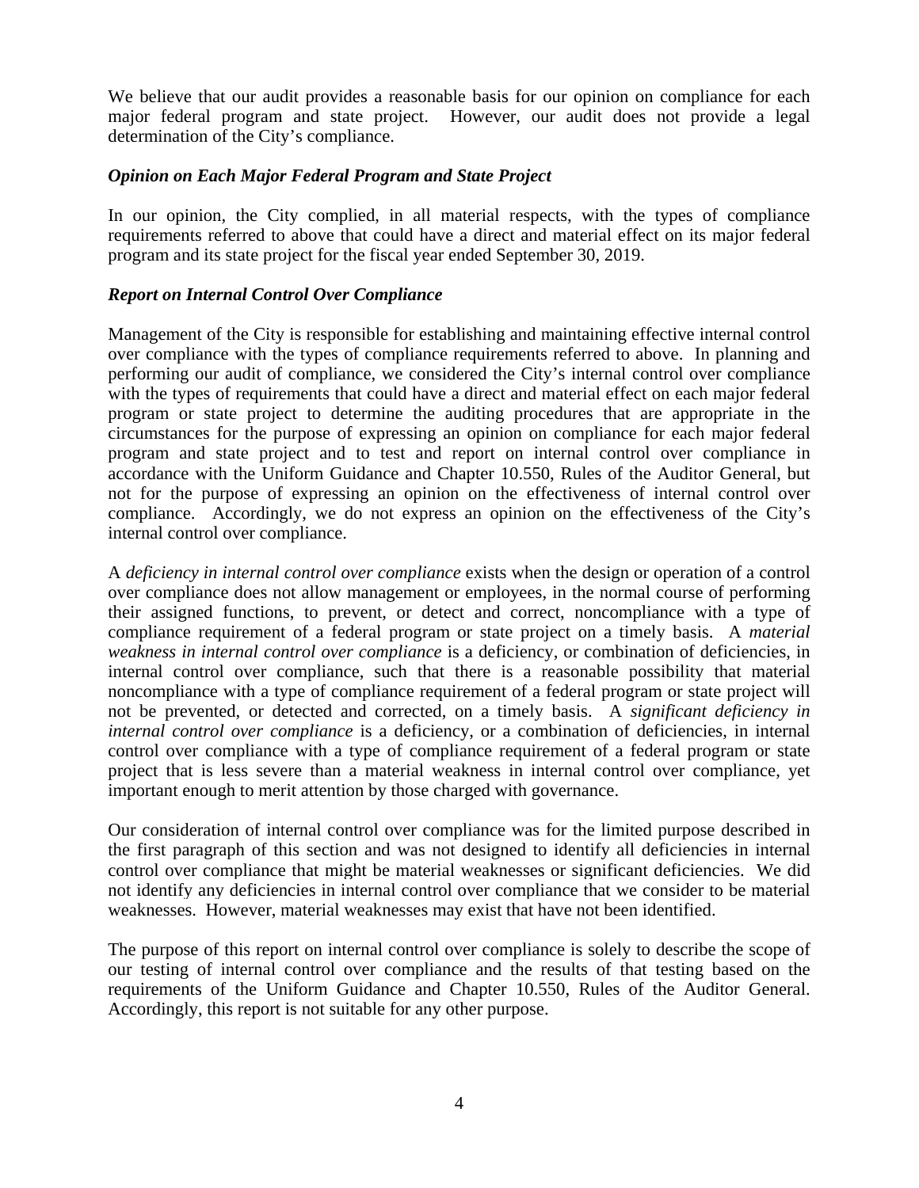We believe that our audit provides a reasonable basis for our opinion on compliance for each major federal program and state project. However, our audit does not provide a legal determination of the City's compliance.

### *Opinion on Each Major Federal Program and State Project*

In our opinion, the City complied, in all material respects, with the types of compliance requirements referred to above that could have a direct and material effect on its major federal program and its state project for the fiscal year ended September 30, 2019.

### *Report on Internal Control Over Compliance*

Management of the City is responsible for establishing and maintaining effective internal control over compliance with the types of compliance requirements referred to above. In planning and performing our audit of compliance, we considered the City's internal control over compliance with the types of requirements that could have a direct and material effect on each major federal program or state project to determine the auditing procedures that are appropriate in the circumstances for the purpose of expressing an opinion on compliance for each major federal program and state project and to test and report on internal control over compliance in accordance with the Uniform Guidance and Chapter 10.550, Rules of the Auditor General, but not for the purpose of expressing an opinion on the effectiveness of internal control over compliance. Accordingly, we do not express an opinion on the effectiveness of the City's internal control over compliance.

A *deficiency in internal control over compliance* exists when the design or operation of a control over compliance does not allow management or employees, in the normal course of performing their assigned functions, to prevent, or detect and correct, noncompliance with a type of compliance requirement of a federal program or state project on a timely basis. A *material weakness in internal control over compliance* is a deficiency, or combination of deficiencies, in internal control over compliance, such that there is a reasonable possibility that material noncompliance with a type of compliance requirement of a federal program or state project will not be prevented, or detected and corrected, on a timely basis. A *significant deficiency in internal control over compliance* is a deficiency, or a combination of deficiencies, in internal control over compliance with a type of compliance requirement of a federal program or state project that is less severe than a material weakness in internal control over compliance, yet important enough to merit attention by those charged with governance.

Our consideration of internal control over compliance was for the limited purpose described in the first paragraph of this section and was not designed to identify all deficiencies in internal control over compliance that might be material weaknesses or significant deficiencies. We did not identify any deficiencies in internal control over compliance that we consider to be material weaknesses. However, material weaknesses may exist that have not been identified.

The purpose of this report on internal control over compliance is solely to describe the scope of our testing of internal control over compliance and the results of that testing based on the requirements of the Uniform Guidance and Chapter 10.550, Rules of the Auditor General. Accordingly, this report is not suitable for any other purpose.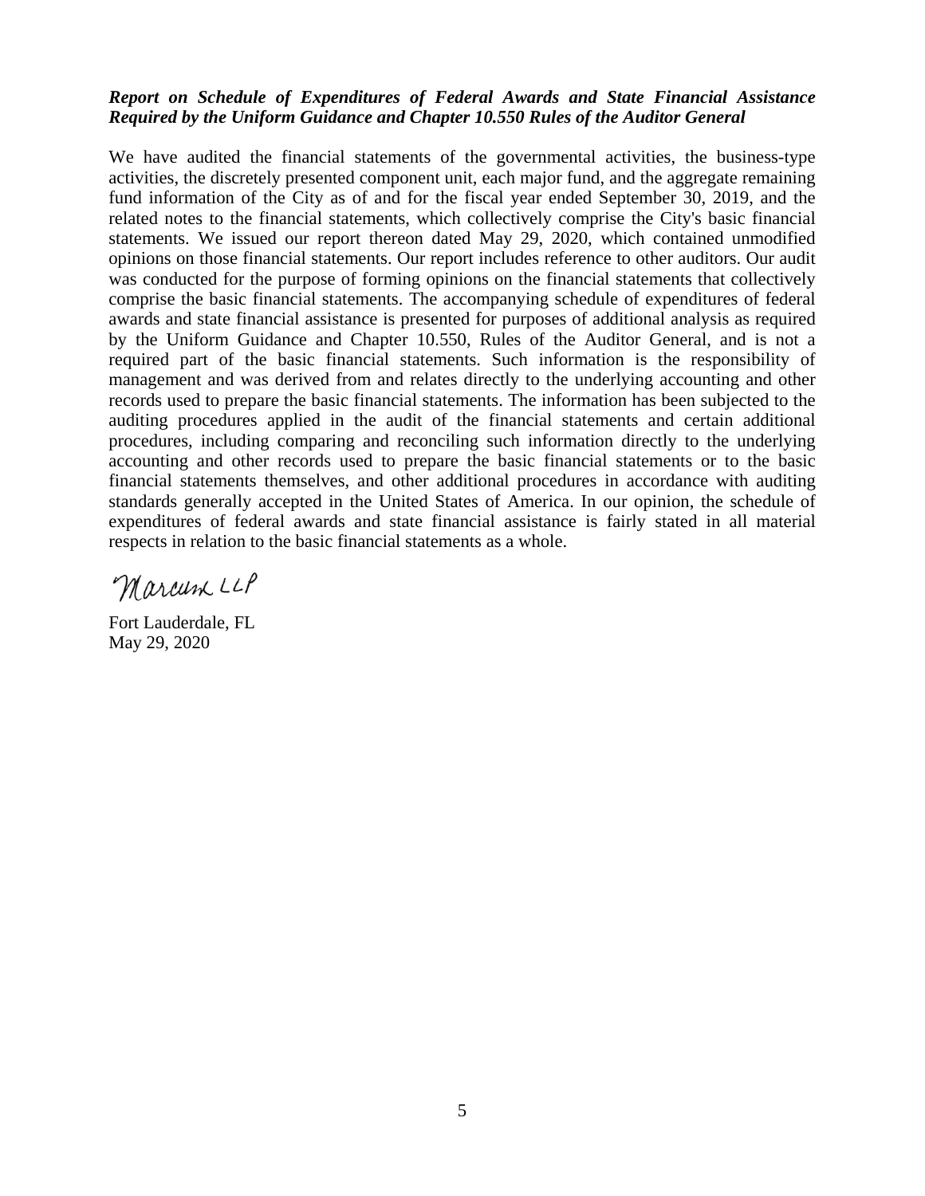***Report on Schedule of Expenditures of Federal Awards and State Financial Assistance Required by the Uniform Guidance and Chapter 10.550 Rules of the Auditor General***

We have audited the financial statements of the governmental activities, the business-type activities, the discretely presented component unit, each major fund, and the aggregate remaining fund information of the City as of and for the fiscal year ended September 30, 2019, and the related notes to the financial statements, which collectively comprise the City's basic financial statements. We issued our report thereon dated May 29, 2020, which contained unmodified opinions on those financial statements. Our report includes reference to other auditors. Our audit was conducted for the purpose of forming opinions on the financial statements that collectively comprise the basic financial statements. The accompanying schedule of expenditures of federal awards and state financial assistance is presented for purposes of additional analysis as required by the Uniform Guidance and Chapter 10.550, Rules of the Auditor General, and is not a required part of the basic financial statements. Such information is the responsibility of management and was derived from and relates directly to the underlying accounting and other records used to prepare the basic financial statements. The information has been subjected to the auditing procedures applied in the audit of the financial statements and certain additional procedures, including comparing and reconciling such information directly to the underlying accounting and other records used to prepare the basic financial statements or to the basic financial statements themselves, and other additional procedures in accordance with auditing standards generally accepted in the United States of America. In our opinion, the schedule of expenditures of federal awards and state financial assistance is fairly stated in all material respects in relation to the basic financial statements as a whole.

Marcum LLP

Fort Lauderdale, FL
May 29, 2020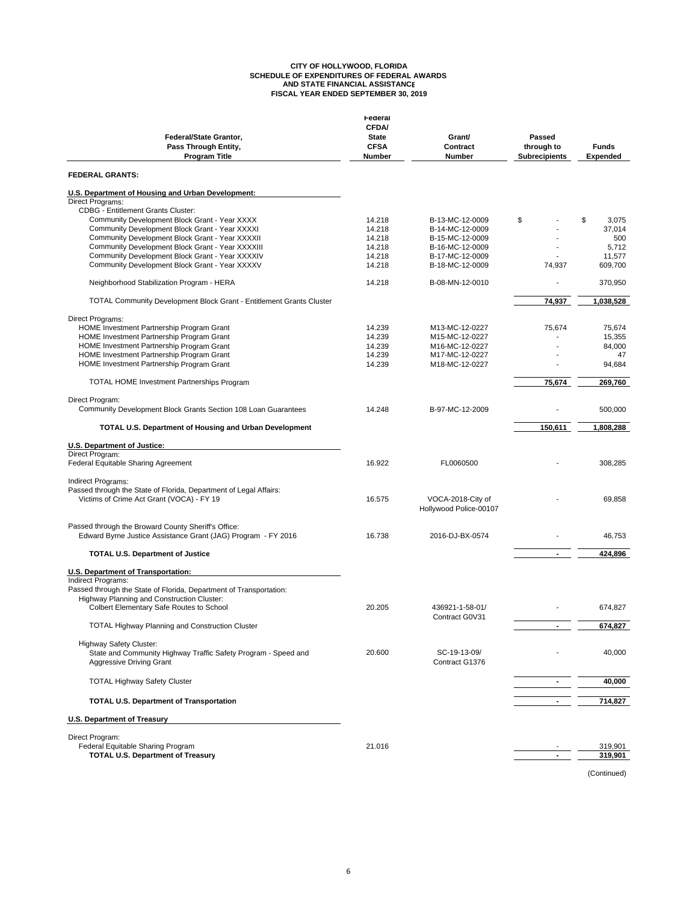**CITY OF HOLLYWOOD, FLORIDA**
**SCHEDULE OF EXPENDITURES OF FEDERAL AWARDS AND STATE FINANCIAL ASSISTANCE**
**FISCAL YEAR ENDED SEPTEMBER 30, 2019**

| Federal/State Grantor, Pass Through Entity, Program Title | Federal CFDA/ State CFSA Number | Grant/ Contract Number | Passed through to Subrecipients | Funds Expended |
|---|---|---|---|---|
| **FEDERAL GRANTS:** | | | | |
| **U.S. Department of Housing and Urban Development:** | | | | |
| Direct Programs: | | | | |
| CDBG - Entitlement Grants Cluster: | | | | |
| Community Development Block Grant - Year XXXX | 14.218 | B-13-MC-12-0009 | $ - | $ 3,075 |
| Community Development Block Grant - Year XXXXI | 14.218 | B-14-MC-12-0009 | - | 37,014 |
| Community Development Block Grant - Year XXXXII | 14.218 | B-15-MC-12-0009 | - | 500 |
| Community Development Block Grant - Year XXXXIII | 14.218 | B-16-MC-12-0009 | - | 5,712 |
| Community Development Block Grant - Year XXXXIV | 14.218 | B-17-MC-12-0009 | - | 11,577 |
| Community Development Block Grant - Year XXXXV | 14.218 | B-18-MC-12-0009 | 74,937 | 609,700 |
| Neighborhood Stabilization Program - HERA | 14.218 | B-08-MN-12-0010 | - | 370,950 |
| TOTAL Community Development Block Grant - Entitlement Grants Cluster | | | **74,937** | **1,038,528** |
| Direct Programs: | | | | |
| HOME Investment Partnership Program Grant | 14.239 | M13-MC-12-0227 | 75,674 | 75,674 |
| HOME Investment Partnership Program Grant | 14.239 | M15-MC-12-0227 | - | 15,355 |
| HOME Investment Partnership Program Grant | 14.239 | M16-MC-12-0227 | - | 84,000 |
| HOME Investment Partnership Program Grant | 14.239 | M17-MC-12-0227 | - | 47 |
| HOME Investment Partnership Program Grant | 14.239 | M18-MC-12-0227 | - | 94,684 |
| TOTAL HOME Investment Partnerships Program | | | **75,674** | **269,760** |
| Direct Program: | | | | |
| Community Development Block Grants Section 108 Loan Guarantees | 14.248 | B-97-MC-12-2009 | - | 500,000 |
| **TOTAL U.S. Department of Housing and Urban Development** | | | **150,611** | **1,808,288** |
| **U.S. Department of Justice:** | | | | |
| Direct Program: | | | | |
| Federal Equitable Sharing Agreement | 16.922 | FL0060500 | - | 308,285 |
| Indirect Programs: | | | | |
| Passed through the State of Florida, Department of Legal Affairs: | | | | |
| Victims of Crime Act Grant (VOCA) - FY 19 | 16.575 | VOCA-2018-City of Hollywood Police-00107 | - | 69,858 |
| Passed through the Broward County Sheriff's Office: | | | | |
| Edward Byrne Justice Assistance Grant (JAG) Program - FY 2016 | 16.738 | 2016-DJ-BX-0574 | - | 46,753 |
| **TOTAL U.S. Department of Justice** | | | **-** | **424,896** |
| **U.S. Department of Transportation:** | | | | |
| Indirect Programs: | | | | |
| Passed through the State of Florida, Department of Transportation: | | | | |
| Highway Planning and Construction Cluster: | | | | |
| Colbert Elementary Safe Routes to School | 20.205 | 436921-1-58-01/ Contract G0V31 | - | 674,827 |
| TOTAL Highway Planning and Construction Cluster | | | **-** | **674,827** |
| Highway Safety Cluster: | | | | |
| State and Community Highway Traffic Safety Program - Speed and Aggressive Driving Grant | 20.600 | SC-19-13-09/ Contract G1376 | - | 40,000 |
| TOTAL Highway Safety Cluster | | | **-** | **40,000** |
| **TOTAL U.S. Department of Transportation** | | | **-** | **714,827** |
| **U.S. Department of Treasury** | | | | |
| Direct Program: | | | | |
| Federal Equitable Sharing Program | 21.016 | | - | 319,901 |
| **TOTAL U.S. Department of Treasury** | | | **-** | **319,901** |

(Continued)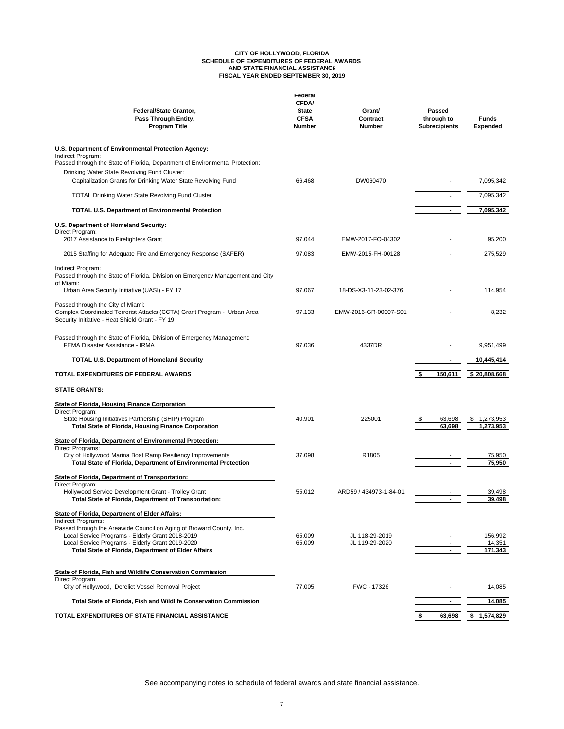**CITY OF HOLLYWOOD, FLORIDA**
**SCHEDULE OF EXPENDITURES OF FEDERAL AWARDS AND STATE FINANCIAL ASSISTANCE**
**FISCAL YEAR ENDED SEPTEMBER 30, 2019**

| Federal/State Grantor, Pass Through Entity, Program Title | Federal CFDA/ State CFSA Number | Grant/ Contract Number | Passed through to Subrecipients | Funds Expended |
|---|---|---|---|---|
| **U.S. Department of Environmental Protection Agency:** | | | | |
| Indirect Program: | | | | |
| Passed through the State of Florida, Department of Environmental Protection: | | | | |
| Drinking Water State Revolving Fund Cluster: | | | | |
| Capitalization Grants for Drinking Water State Revolving Fund | 66.468 | DW060470 | - | 7,095,342 |
| TOTAL Drinking Water State Revolving Fund Cluster | | | - | 7,095,342 |
| **TOTAL U.S. Department of Environmental Protection** | | | - | **7,095,342** |
| **U.S. Department of Homeland Security:** | | | | |
| Direct Program: | | | | |
| 2017 Assistance to Firefighters Grant | 97.044 | EMW-2017-FO-04302 | - | 95,200 |
| 2015 Staffing for Adequate Fire and Emergency Response (SAFER) | 97.083 | EMW-2015-FH-00128 | - | 275,529 |
| Indirect Program: | | | | |
| Passed through the State of Florida, Division on Emergency Management and City of Miami: | | | | |
| Urban Area Security Initiative (UASI) - FY 17 | 97.067 | 18-DS-X3-11-23-02-376 | - | 114,954 |
| Passed through the City of Miami: | | | | |
| Complex Coordinated Terrorist Attacks (CCTA) Grant Program - Urban Area Security Initiative - Heat Shield Grant - FY 19 | 97.133 | EMW-2016-GR-00097-S01 | - | 8,232 |
| Passed through the State of Florida, Division of Emergency Management: | | | | |
| FEMA Disaster Assistance - IRMA | 97.036 | 4337DR | - | 9,951,499 |
| **TOTAL U.S. Department of Homeland Security** | | | - | **10,445,414** |
| **TOTAL EXPENDITURES OF FEDERAL AWARDS** | | | **$ 150,611** | **$ 20,808,668** |
| **STATE GRANTS:** | | | | |
| **State of Florida, Housing Finance Corporation** | | | | |
| Direct Program: | | | | |
| State Housing Initiatives Partnership (SHIP) Program | 40.901 | 225001 | $ 63,698 | $ 1,273,953 |
| **Total State of Florida, Housing Finance Corporation** | | | **63,698** | **1,273,953** |
| **State of Florida, Department of Environmental Protection:** | | | | |
| Direct Programs: | | | | |
| City of Hollywood Marina Boat Ramp Resiliency Improvements | 37.098 | R1805 | - | 75,950 |
| **Total State of Florida, Department of Environmental Protection** | | | - | **75,950** |
| **State of Florida, Department of Transportation:** | | | | |
| Direct Program: | | | | |
| Hollywood Service Development Grant - Trolley Grant | 55.012 | ARD59 / 434973-1-84-01 | - | 39,498 |
| **Total State of Florida, Department of Transportation:** | | | - | **39,498** |
| **State of Florida, Department of Elder Affairs:** | | | | |
| Indirect Programs: | | | | |
| Passed through the Areawide Council on Aging of Broward County, Inc.: | | | | |
| Local Service Programs - Elderly Grant 2018-2019 | 65.009 | JL 118-29-2019 | - | 156,992 |
| Local Service Programs - Elderly Grant 2019-2020 | 65.009 | JL 119-29-2020 | - | 14,351 |
| **Total State of Florida, Department of Elder Affairs** | | | - | **171,343** |
| **State of Florida, Fish and Wildlife Conservation Commission** | | | | |
| Direct Program: | | | | |
| City of Hollywood, Derelict Vessel Removal Project | 77.005 | FWC - 17326 | - | 14,085 |
| **Total State of Florida, Fish and Wildlife Conservation Commission** | | | - | **14,085** |
| **TOTAL EXPENDITURES OF STATE FINANCIAL ASSISTANCE** | | | **$ 63,698** | **$ 1,574,829** |

See accompanying notes to schedule of federal awards and state financial assistance.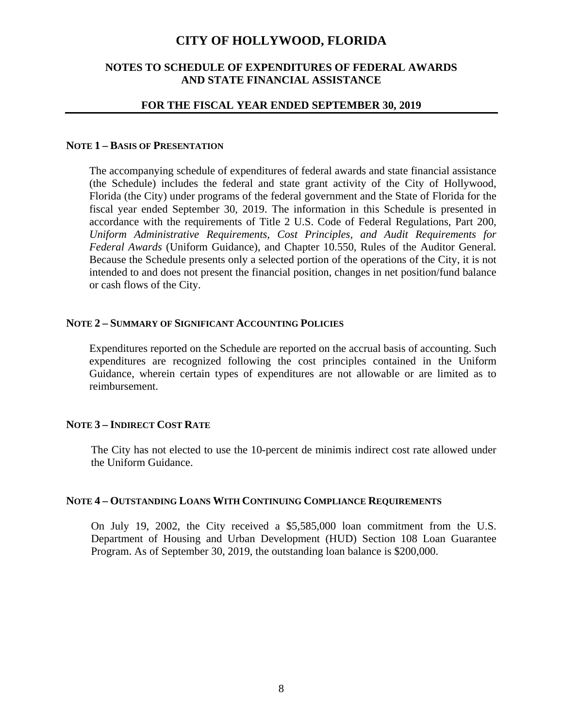# CITY OF HOLLYWOOD, FLORIDA

## NOTES TO SCHEDULE OF EXPENDITURES OF FEDERAL AWARDS AND STATE FINANCIAL ASSISTANCE

## FOR THE FISCAL YEAR ENDED SEPTEMBER 30, 2019

### NOTE 1 – BASIS OF PRESENTATION

The accompanying schedule of expenditures of federal awards and state financial assistance (the Schedule) includes the federal and state grant activity of the City of Hollywood, Florida (the City) under programs of the federal government and the State of Florida for the fiscal year ended September 30, 2019. The information in this Schedule is presented in accordance with the requirements of Title 2 U.S. Code of Federal Regulations, Part 200, *Uniform Administrative Requirements, Cost Principles, and Audit Requirements for Federal Awards* (Uniform Guidance), and Chapter 10.550, Rules of the Auditor General. Because the Schedule presents only a selected portion of the operations of the City, it is not intended to and does not present the financial position, changes in net position/fund balance or cash flows of the City.

### NOTE 2 – SUMMARY OF SIGNIFICANT ACCOUNTING POLICIES

Expenditures reported on the Schedule are reported on the accrual basis of accounting. Such expenditures are recognized following the cost principles contained in the Uniform Guidance, wherein certain types of expenditures are not allowable or are limited as to reimbursement.

### NOTE 3 – INDIRECT COST RATE

The City has not elected to use the 10-percent de minimis indirect cost rate allowed under the Uniform Guidance.

### NOTE 4 – OUTSTANDING LOANS WITH CONTINUING COMPLIANCE REQUIREMENTS

On July 19, 2002, the City received a $5,585,000 loan commitment from the U.S. Department of Housing and Urban Development (HUD) Section 108 Loan Guarantee Program. As of September 30, 2019, the outstanding loan balance is $200,000.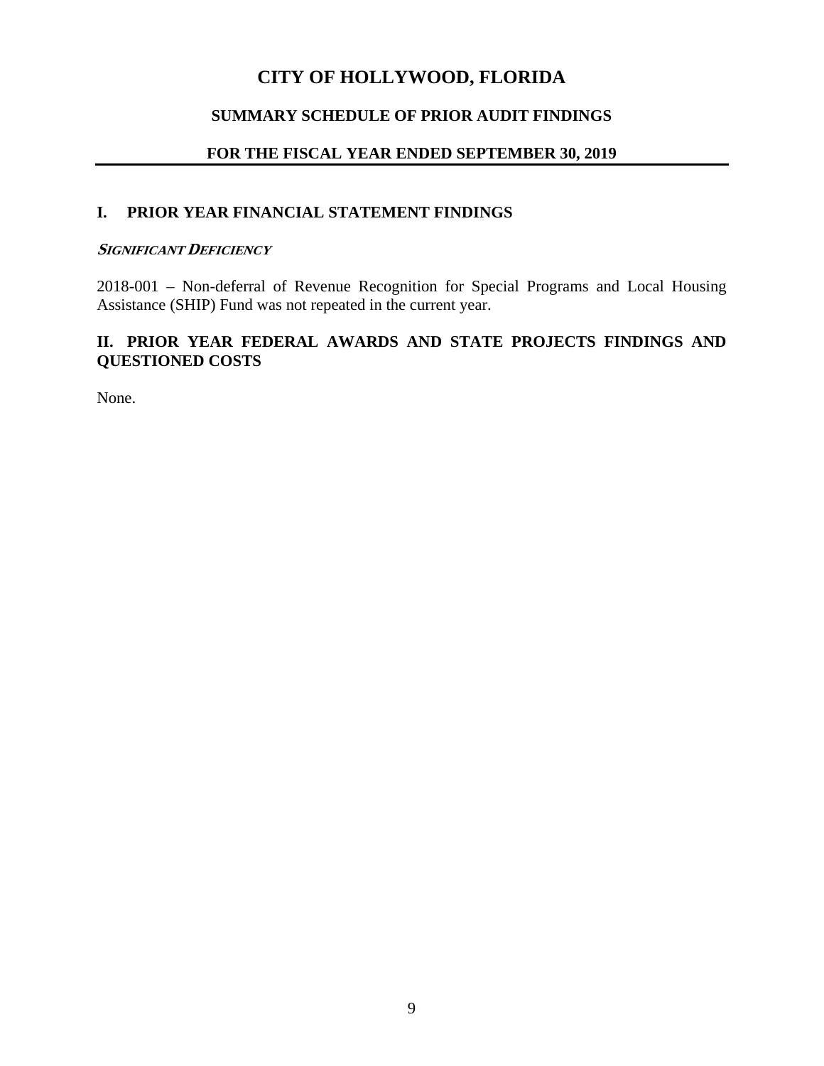# CITY OF HOLLYWOOD, FLORIDA

## SUMMARY SCHEDULE OF PRIOR AUDIT FINDINGS

## FOR THE FISCAL YEAR ENDED SEPTEMBER 30, 2019

### I. PRIOR YEAR FINANCIAL STATEMENT FINDINGS

***SIGNIFICANT DEFICIENCY***

2018-001 – Non-deferral of Revenue Recognition for Special Programs and Local Housing Assistance (SHIP) Fund was not repeated in the current year.

### II. PRIOR YEAR FEDERAL AWARDS AND STATE PROJECTS FINDINGS AND QUESTIONED COSTS

None.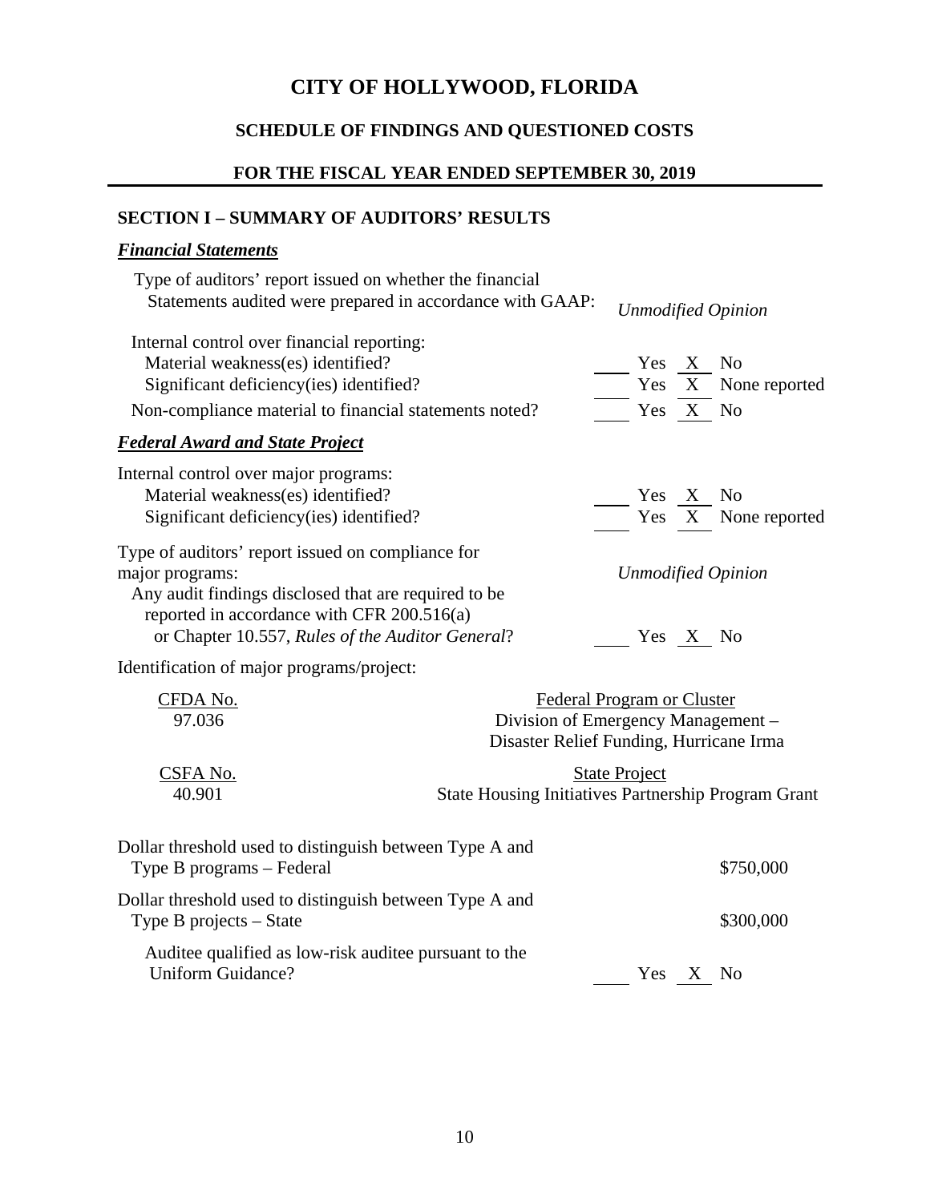# CITY OF HOLLYWOOD, FLORIDA

## SCHEDULE OF FINDINGS AND QUESTIONED COSTS

## FOR THE FISCAL YEAR ENDED SEPTEMBER 30, 2019

### SECTION I – SUMMARY OF AUDITORS' RESULTS

***Financial Statements***

Type of auditors' report issued on whether the financial Statements audited were prepared in accordance with GAAP: *Unmodified Opinion*

Internal control over financial reporting:

| | |
|---|---|
| Material weakness(es) identified? | ____ Yes _X_ No |
| Significant deficiency(ies) identified? | ____ Yes _X_ None reported |
| Non-compliance material to financial statements noted? | ____ Yes _X_ No |

***Federal Award and State Project***

Internal control over major programs:

| | |
|---|---|
| Material weakness(es) identified? | ____ Yes _X_ No |
| Significant deficiency(ies) identified? | ____ Yes _X_ None reported |

Type of auditors' report issued on compliance for major programs: *Unmodified Opinion*

Any audit findings disclosed that are required to be reported in accordance with CFR 200.516(a) or Chapter 10.557, *Rules of the Auditor General*? ____ Yes _X_ No

Identification of major programs/project:

| CFDA No. | Federal Program or Cluster |
|---|---|
| 97.036 | Division of Emergency Management – Disaster Relief Funding, Hurricane Irma |

| CSFA No. | State Project |
|---|---|
| 40.901 | State Housing Initiatives Partnership Program Grant |

| | |
|---|---|
| Dollar threshold used to distinguish between Type A and Type B programs – Federal | $750,000 |
| Dollar threshold used to distinguish between Type A and Type B projects – State | $300,000 |
| Auditee qualified as low-risk auditee pursuant to the Uniform Guidance? | ____ Yes _X_ No |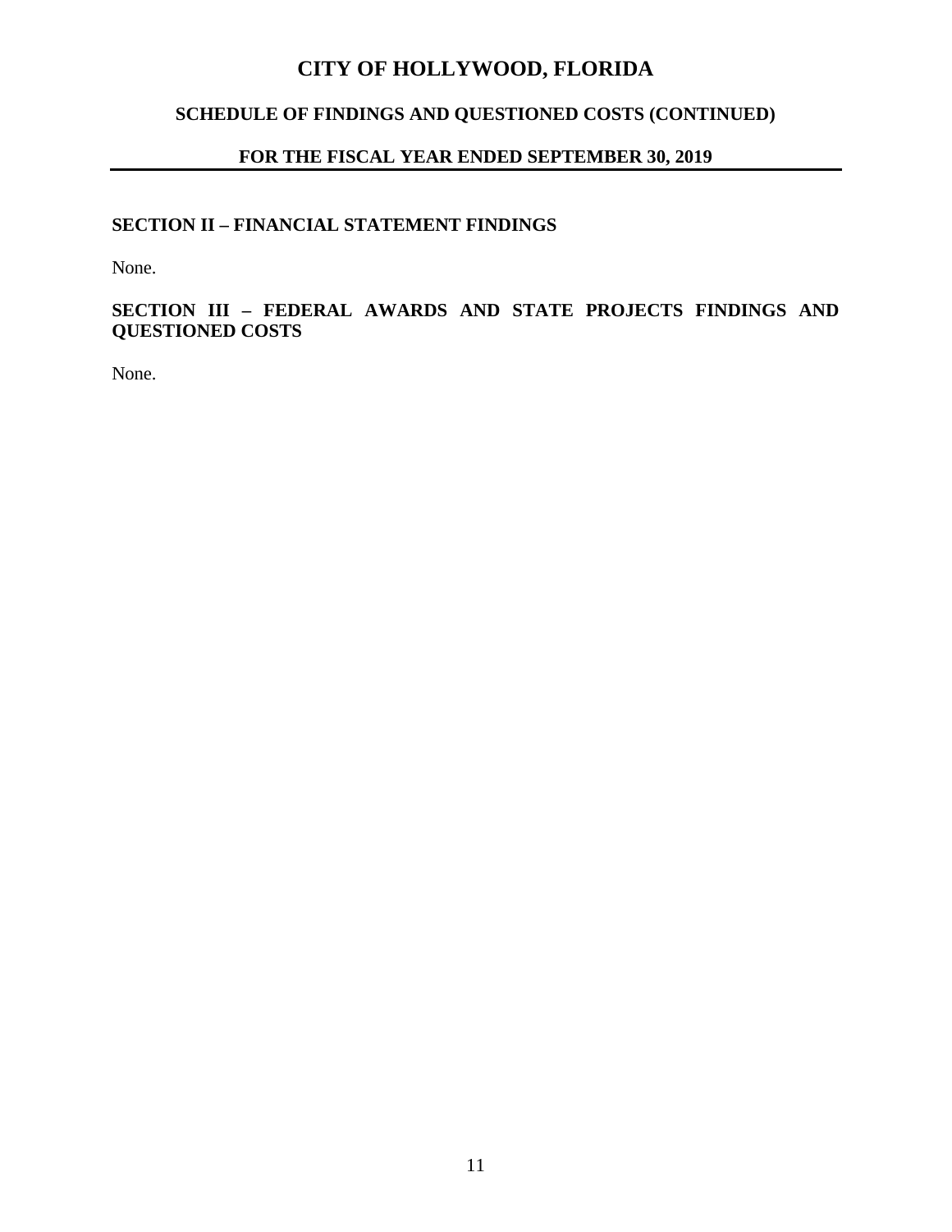# CITY OF HOLLYWOOD, FLORIDA

## SCHEDULE OF FINDINGS AND QUESTIONED COSTS (CONTINUED)

## FOR THE FISCAL YEAR ENDED SEPTEMBER 30, 2019

### SECTION II – FINANCIAL STATEMENT FINDINGS

None.

### SECTION III – FEDERAL AWARDS AND STATE PROJECTS FINDINGS AND QUESTIONED COSTS

None.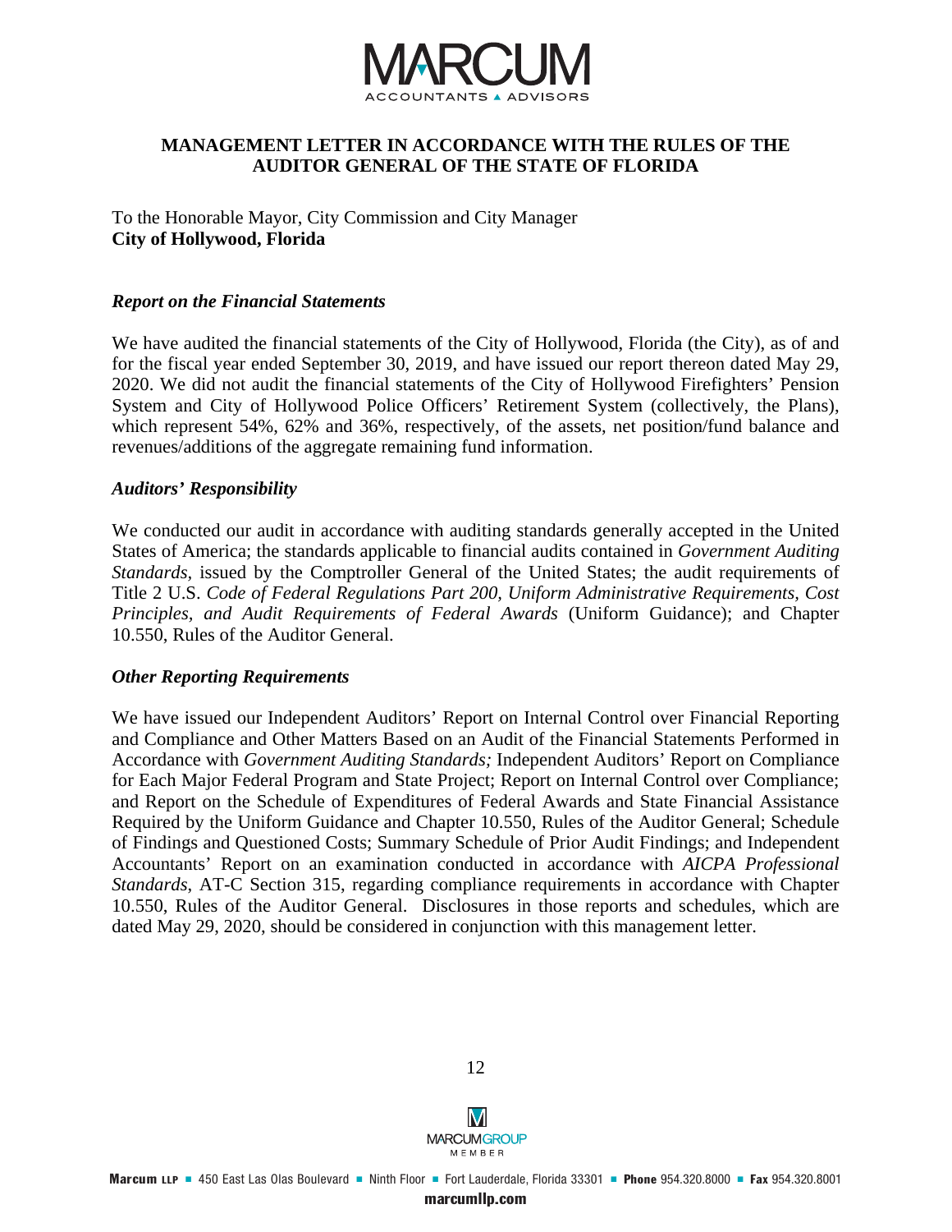**MANAGEMENT LETTER IN ACCORDANCE WITH THE RULES OF THE AUDITOR GENERAL OF THE STATE OF FLORIDA**

To the Honorable Mayor, City Commission and City Manager
**City of Hollywood, Florida**

***Report on the Financial Statements***

We have audited the financial statements of the City of Hollywood, Florida (the City), as of and for the fiscal year ended September 30, 2019, and have issued our report thereon dated May 29, 2020. We did not audit the financial statements of the City of Hollywood Firefighters' Pension System and City of Hollywood Police Officers' Retirement System (collectively, the Plans), which represent 54%, 62% and 36%, respectively, of the assets, net position/fund balance and revenues/additions of the aggregate remaining fund information.

***Auditors' Responsibility***

We conducted our audit in accordance with auditing standards generally accepted in the United States of America; the standards applicable to financial audits contained in *Government Auditing Standards*, issued by the Comptroller General of the United States; the audit requirements of Title 2 U.S. *Code of Federal Regulations Part 200, Uniform Administrative Requirements, Cost Principles, and Audit Requirements of Federal Awards* (Uniform Guidance); and Chapter 10.550, Rules of the Auditor General.

***Other Reporting Requirements***

We have issued our Independent Auditors' Report on Internal Control over Financial Reporting and Compliance and Other Matters Based on an Audit of the Financial Statements Performed in Accordance with *Government Auditing Standards;* Independent Auditors' Report on Compliance for Each Major Federal Program and State Project; Report on Internal Control over Compliance; and Report on the Schedule of Expenditures of Federal Awards and State Financial Assistance Required by the Uniform Guidance and Chapter 10.550, Rules of the Auditor General; Schedule of Findings and Questioned Costs; Summary Schedule of Prior Audit Findings; and Independent Accountants' Report on an examination conducted in accordance with *AICPA Professional Standards*, AT-C Section 315, regarding compliance requirements in accordance with Chapter 10.550, Rules of the Auditor General. Disclosures in those reports and schedules, which are dated May 29, 2020, should be considered in conjunction with this management letter.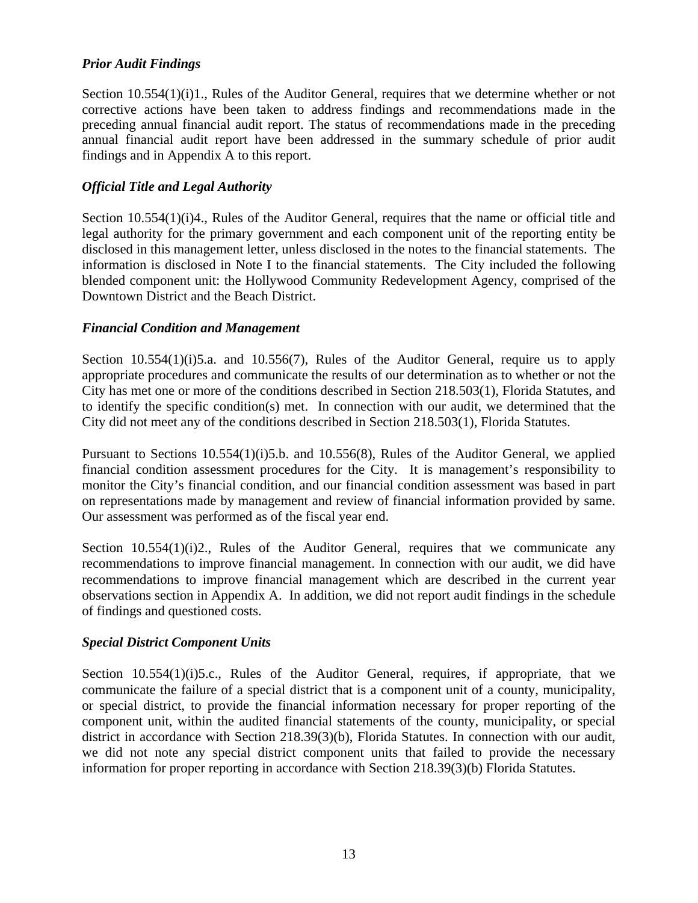### *Prior Audit Findings*

Section 10.554(1)(i)1., Rules of the Auditor General, requires that we determine whether or not corrective actions have been taken to address findings and recommendations made in the preceding annual financial audit report. The status of recommendations made in the preceding annual financial audit report have been addressed in the summary schedule of prior audit findings and in Appendix A to this report.

### *Official Title and Legal Authority*

Section 10.554(1)(i)4., Rules of the Auditor General, requires that the name or official title and legal authority for the primary government and each component unit of the reporting entity be disclosed in this management letter, unless disclosed in the notes to the financial statements. The information is disclosed in Note I to the financial statements. The City included the following blended component unit: the Hollywood Community Redevelopment Agency, comprised of the Downtown District and the Beach District.

### *Financial Condition and Management*

Section 10.554(1)(i)5.a. and 10.556(7), Rules of the Auditor General, require us to apply appropriate procedures and communicate the results of our determination as to whether or not the City has met one or more of the conditions described in Section 218.503(1), Florida Statutes, and to identify the specific condition(s) met. In connection with our audit, we determined that the City did not meet any of the conditions described in Section 218.503(1), Florida Statutes.

Pursuant to Sections 10.554(1)(i)5.b. and 10.556(8), Rules of the Auditor General, we applied financial condition assessment procedures for the City. It is management's responsibility to monitor the City's financial condition, and our financial condition assessment was based in part on representations made by management and review of financial information provided by same. Our assessment was performed as of the fiscal year end.

Section 10.554(1)(i)2., Rules of the Auditor General, requires that we communicate any recommendations to improve financial management. In connection with our audit, we did have recommendations to improve financial management which are described in the current year observations section in Appendix A. In addition, we did not report audit findings in the schedule of findings and questioned costs.

### *Special District Component Units*

Section 10.554(1)(i)5.c., Rules of the Auditor General, requires, if appropriate, that we communicate the failure of a special district that is a component unit of a county, municipality, or special district, to provide the financial information necessary for proper reporting of the component unit, within the audited financial statements of the county, municipality, or special district in accordance with Section 218.39(3)(b), Florida Statutes. In connection with our audit, we did not note any special district component units that failed to provide the necessary information for proper reporting in accordance with Section 218.39(3)(b) Florida Statutes.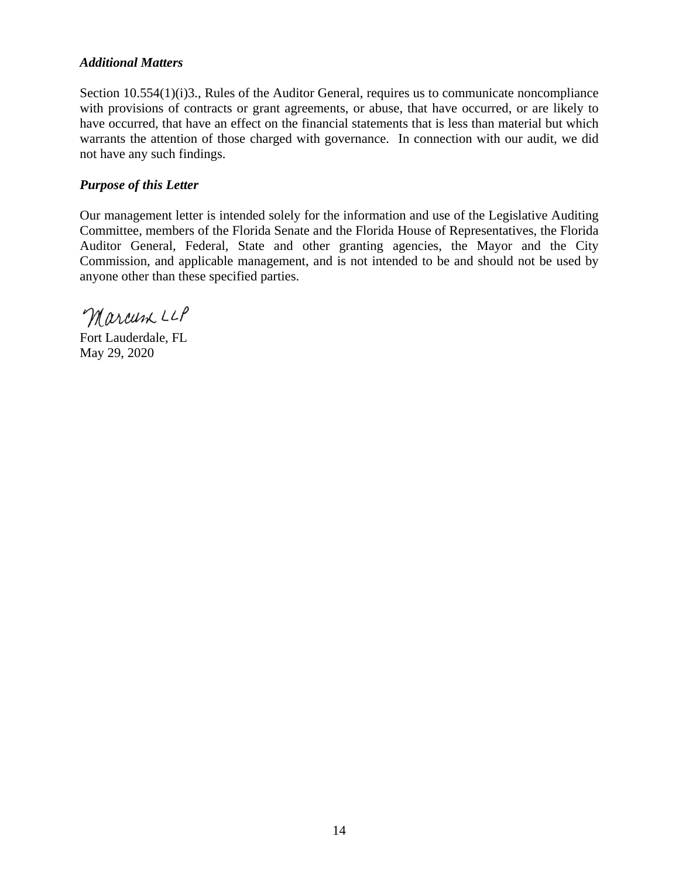***Additional Matters***

Section 10.554(1)(i)3., Rules of the Auditor General, requires us to communicate noncompliance with provisions of contracts or grant agreements, or abuse, that have occurred, or are likely to have occurred, that have an effect on the financial statements that is less than material but which warrants the attention of those charged with governance. In connection with our audit, we did not have any such findings.

***Purpose of this Letter***

Our management letter is intended solely for the information and use of the Legislative Auditing Committee, members of the Florida Senate and the Florida House of Representatives, the Florida Auditor General, Federal, State and other granting agencies, the Mayor and the City Commission, and applicable management, and is not intended to be and should not be used by anyone other than these specified parties.

Marcum LLP

Fort Lauderdale, FL
May 29, 2020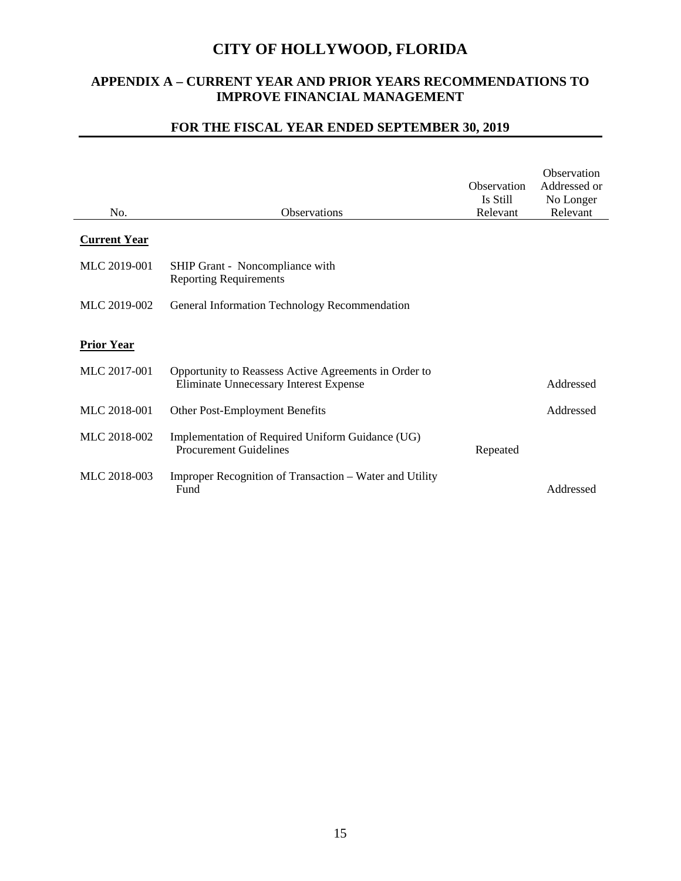# CITY OF HOLLYWOOD, FLORIDA

## APPENDIX A – CURRENT YEAR AND PRIOR YEARS RECOMMENDATIONS TO IMPROVE FINANCIAL MANAGEMENT

### FOR THE FISCAL YEAR ENDED SEPTEMBER 30, 2019

| No. | Observations | Observation Is Still Relevant | Observation Addressed or No Longer Relevant |
|---|---|---|---|
| **Current Year** | | | |
| MLC 2019-001 | SHIP Grant - Noncompliance with Reporting Requirements | | |
| MLC 2019-002 | General Information Technology Recommendation | | |
| **Prior Year** | | | |
| MLC 2017-001 | Opportunity to Reassess Active Agreements in Order to Eliminate Unnecessary Interest Expense | | Addressed |
| MLC 2018-001 | Other Post-Employment Benefits | | Addressed |
| MLC 2018-002 | Implementation of Required Uniform Guidance (UG) Procurement Guidelines | Repeated | |
| MLC 2018-003 | Improper Recognition of Transaction – Water and Utility Fund | | Addressed |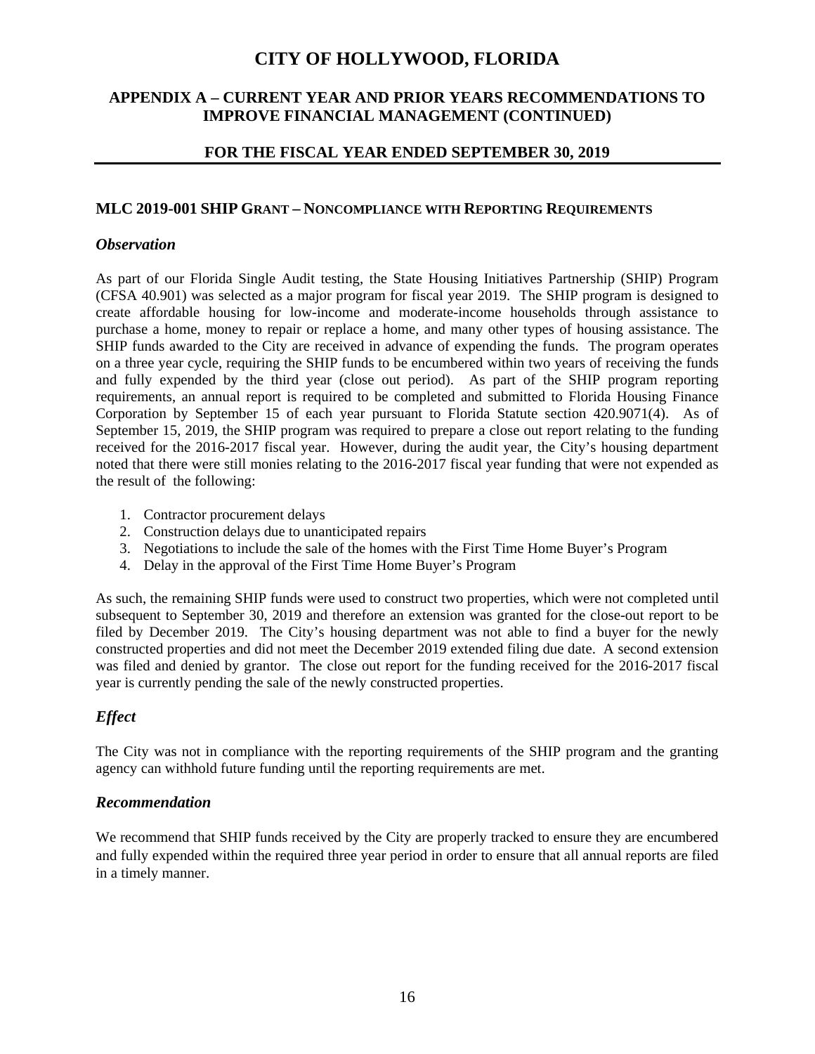# CITY OF HOLLYWOOD, FLORIDA

## APPENDIX A – CURRENT YEAR AND PRIOR YEARS RECOMMENDATIONS TO IMPROVE FINANCIAL MANAGEMENT (CONTINUED)

## FOR THE FISCAL YEAR ENDED SEPTEMBER 30, 2019

### MLC 2019-001 SHIP GRANT – NONCOMPLIANCE WITH REPORTING REQUIREMENTS

#### *Observation*

As part of our Florida Single Audit testing, the State Housing Initiatives Partnership (SHIP) Program (CFSA 40.901) was selected as a major program for fiscal year 2019. The SHIP program is designed to create affordable housing for low-income and moderate-income households through assistance to purchase a home, money to repair or replace a home, and many other types of housing assistance. The SHIP funds awarded to the City are received in advance of expending the funds. The program operates on a three year cycle, requiring the SHIP funds to be encumbered within two years of receiving the funds and fully expended by the third year (close out period). As part of the SHIP program reporting requirements, an annual report is required to be completed and submitted to Florida Housing Finance Corporation by September 15 of each year pursuant to Florida Statute section 420.9071(4). As of September 15, 2019, the SHIP program was required to prepare a close out report relating to the funding received for the 2016-2017 fiscal year. However, during the audit year, the City's housing department noted that there were still monies relating to the 2016-2017 fiscal year funding that were not expended as the result of the following:

1. Contractor procurement delays
2. Construction delays due to unanticipated repairs
3. Negotiations to include the sale of the homes with the First Time Home Buyer's Program
4. Delay in the approval of the First Time Home Buyer's Program

As such, the remaining SHIP funds were used to construct two properties, which were not completed until subsequent to September 30, 2019 and therefore an extension was granted for the close-out report to be filed by December 2019. The City's housing department was not able to find a buyer for the newly constructed properties and did not meet the December 2019 extended filing due date. A second extension was filed and denied by grantor. The close out report for the funding received for the 2016-2017 fiscal year is currently pending the sale of the newly constructed properties.

#### *Effect*

The City was not in compliance with the reporting requirements of the SHIP program and the granting agency can withhold future funding until the reporting requirements are met.

#### *Recommendation*

We recommend that SHIP funds received by the City are properly tracked to ensure they are encumbered and fully expended within the required three year period in order to ensure that all annual reports are filed in a timely manner.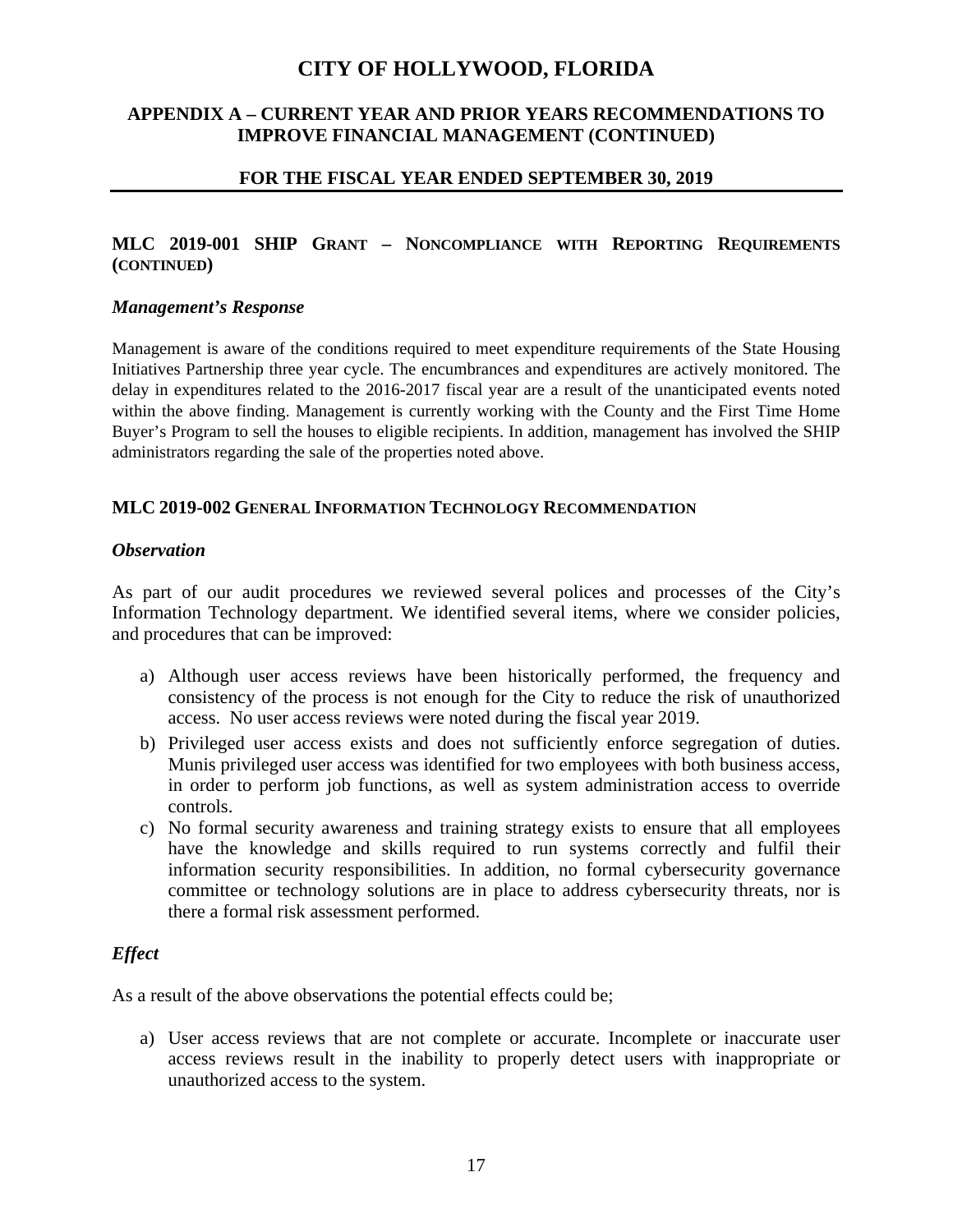# CITY OF HOLLYWOOD, FLORIDA

## APPENDIX A – CURRENT YEAR AND PRIOR YEARS RECOMMENDATIONS TO IMPROVE FINANCIAL MANAGEMENT (CONTINUED)

## FOR THE FISCAL YEAR ENDED SEPTEMBER 30, 2019

### MLC 2019-001 SHIP GRANT – NONCOMPLIANCE WITH REPORTING REQUIREMENTS (CONTINUED)

#### *Management's Response*

Management is aware of the conditions required to meet expenditure requirements of the State Housing Initiatives Partnership three year cycle. The encumbrances and expenditures are actively monitored. The delay in expenditures related to the 2016-2017 fiscal year are a result of the unanticipated events noted within the above finding. Management is currently working with the County and the First Time Home Buyer's Program to sell the houses to eligible recipients. In addition, management has involved the SHIP administrators regarding the sale of the properties noted above.

### MLC 2019-002 GENERAL INFORMATION TECHNOLOGY RECOMMENDATION

#### *Observation*

As part of our audit procedures we reviewed several polices and processes of the City's Information Technology department. We identified several items, where we consider policies, and procedures that can be improved:

a) Although user access reviews have been historically performed, the frequency and consistency of the process is not enough for the City to reduce the risk of unauthorized access. No user access reviews were noted during the fiscal year 2019.
b) Privileged user access exists and does not sufficiently enforce segregation of duties. Munis privileged user access was identified for two employees with both business access, in order to perform job functions, as well as system administration access to override controls.
c) No formal security awareness and training strategy exists to ensure that all employees have the knowledge and skills required to run systems correctly and fulfil their information security responsibilities. In addition, no formal cybersecurity governance committee or technology solutions are in place to address cybersecurity threats, nor is there a formal risk assessment performed.

#### *Effect*

As a result of the above observations the potential effects could be;

a) User access reviews that are not complete or accurate. Incomplete or inaccurate user access reviews result in the inability to properly detect users with inappropriate or unauthorized access to the system.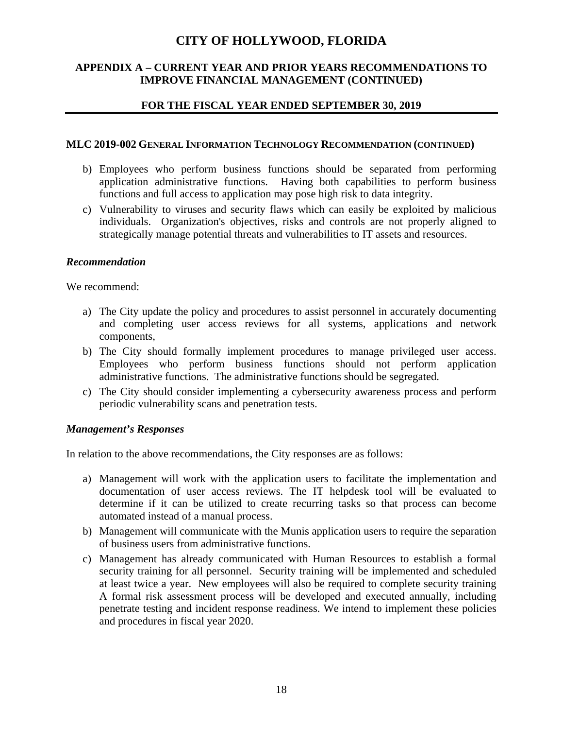# CITY OF HOLLYWOOD, FLORIDA

## APPENDIX A – CURRENT YEAR AND PRIOR YEARS RECOMMENDATIONS TO IMPROVE FINANCIAL MANAGEMENT (CONTINUED)

## FOR THE FISCAL YEAR ENDED SEPTEMBER 30, 2019

### MLC 2019-002 GENERAL INFORMATION TECHNOLOGY RECOMMENDATION (CONTINUED)

b) Employees who perform business functions should be separated from performing application administrative functions. Having both capabilities to perform business functions and full access to application may pose high risk to data integrity.

c) Vulnerability to viruses and security flaws which can easily be exploited by malicious individuals. Organization's objectives, risks and controls are not properly aligned to strategically manage potential threats and vulnerabilities to IT assets and resources.

#### *Recommendation*

We recommend:

a) The City update the policy and procedures to assist personnel in accurately documenting and completing user access reviews for all systems, applications and network components,

b) The City should formally implement procedures to manage privileged user access. Employees who perform business functions should not perform application administrative functions. The administrative functions should be segregated.

c) The City should consider implementing a cybersecurity awareness process and perform periodic vulnerability scans and penetration tests.

#### *Management's Responses*

In relation to the above recommendations, the City responses are as follows:

a) Management will work with the application users to facilitate the implementation and documentation of user access reviews. The IT helpdesk tool will be evaluated to determine if it can be utilized to create recurring tasks so that process can become automated instead of a manual process.

b) Management will communicate with the Munis application users to require the separation of business users from administrative functions.

c) Management has already communicated with Human Resources to establish a formal security training for all personnel. Security training will be implemented and scheduled at least twice a year. New employees will also be required to complete security training A formal risk assessment process will be developed and executed annually, including penetrate testing and incident response readiness. We intend to implement these policies and procedures in fiscal year 2020.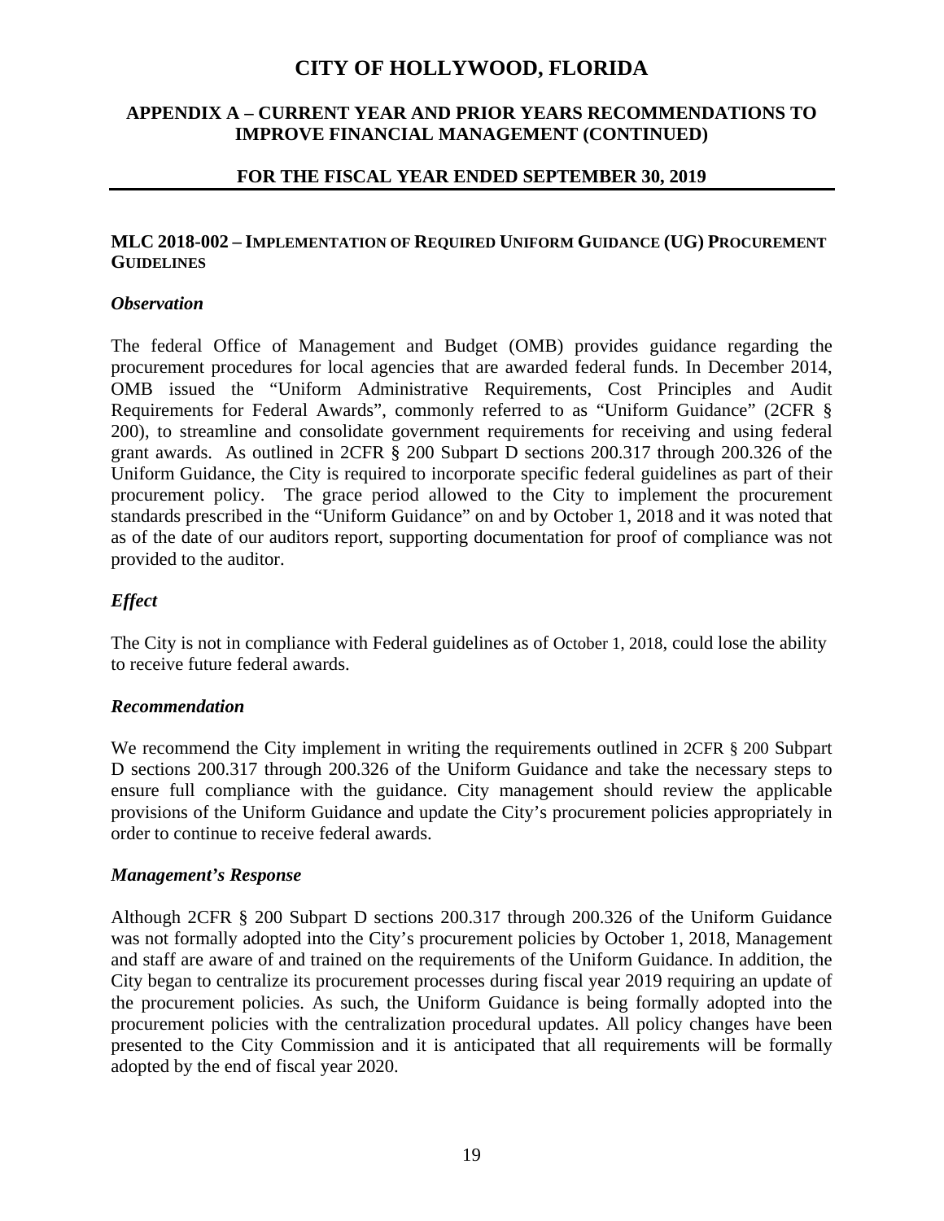# CITY OF HOLLYWOOD, FLORIDA

## APPENDIX A – CURRENT YEAR AND PRIOR YEARS RECOMMENDATIONS TO IMPROVE FINANCIAL MANAGEMENT (CONTINUED)

## FOR THE FISCAL YEAR ENDED SEPTEMBER 30, 2019

### MLC 2018-002 – Implementation of Required Uniform Guidance (UG) Procurement Guidelines

#### *Observation*

The federal Office of Management and Budget (OMB) provides guidance regarding the procurement procedures for local agencies that are awarded federal funds. In December 2014, OMB issued the "Uniform Administrative Requirements, Cost Principles and Audit Requirements for Federal Awards", commonly referred to as "Uniform Guidance" (2CFR § 200), to streamline and consolidate government requirements for receiving and using federal grant awards. As outlined in 2CFR § 200 Subpart D sections 200.317 through 200.326 of the Uniform Guidance, the City is required to incorporate specific federal guidelines as part of their procurement policy. The grace period allowed to the City to implement the procurement standards prescribed in the "Uniform Guidance" on and by October 1, 2018 and it was noted that as of the date of our auditors report, supporting documentation for proof of compliance was not provided to the auditor.

#### *Effect*

The City is not in compliance with Federal guidelines as of October 1, 2018, could lose the ability to receive future federal awards.

#### *Recommendation*

We recommend the City implement in writing the requirements outlined in 2CFR § 200 Subpart D sections 200.317 through 200.326 of the Uniform Guidance and take the necessary steps to ensure full compliance with the guidance. City management should review the applicable provisions of the Uniform Guidance and update the City's procurement policies appropriately in order to continue to receive federal awards.

#### *Management's Response*

Although 2CFR § 200 Subpart D sections 200.317 through 200.326 of the Uniform Guidance was not formally adopted into the City's procurement policies by October 1, 2018, Management and staff are aware of and trained on the requirements of the Uniform Guidance. In addition, the City began to centralize its procurement processes during fiscal year 2019 requiring an update of the procurement policies. As such, the Uniform Guidance is being formally adopted into the procurement policies with the centralization procedural updates. All policy changes have been presented to the City Commission and it is anticipated that all requirements will be formally adopted by the end of fiscal year 2020.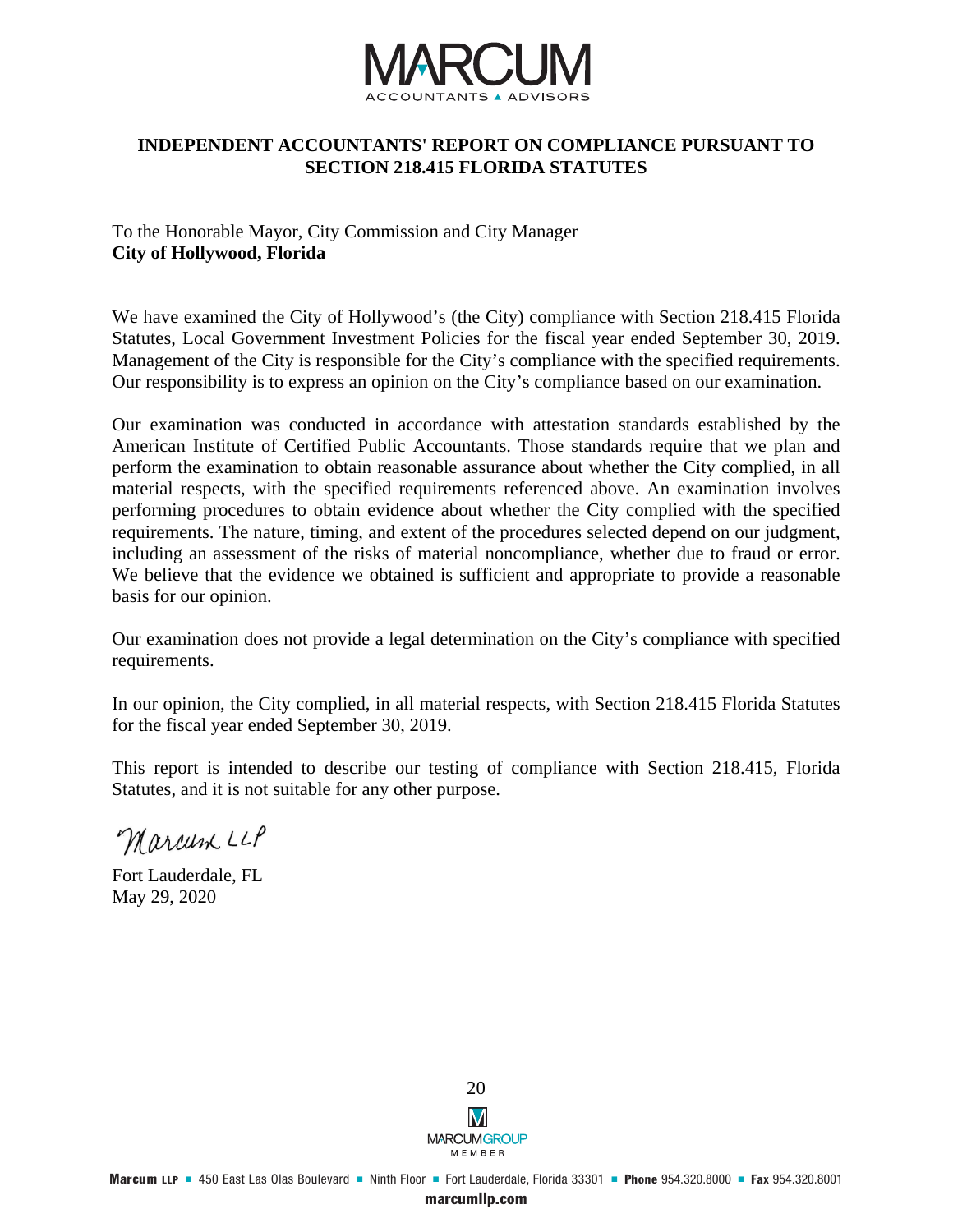# INDEPENDENT ACCOUNTANTS' REPORT ON COMPLIANCE PURSUANT TO SECTION 218.415 FLORIDA STATUTES

To the Honorable Mayor, City Commission and City Manager
**City of Hollywood, Florida**

We have examined the City of Hollywood's (the City) compliance with Section 218.415 Florida Statutes, Local Government Investment Policies for the fiscal year ended September 30, 2019. Management of the City is responsible for the City's compliance with the specified requirements. Our responsibility is to express an opinion on the City's compliance based on our examination.

Our examination was conducted in accordance with attestation standards established by the American Institute of Certified Public Accountants. Those standards require that we plan and perform the examination to obtain reasonable assurance about whether the City complied, in all material respects, with the specified requirements referenced above. An examination involves performing procedures to obtain evidence about whether the City complied with the specified requirements. The nature, timing, and extent of the procedures selected depend on our judgment, including an assessment of the risks of material noncompliance, whether due to fraud or error. We believe that the evidence we obtained is sufficient and appropriate to provide a reasonable basis for our opinion.

Our examination does not provide a legal determination on the City's compliance with specified requirements.

In our opinion, the City complied, in all material respects, with Section 218.415 Florida Statutes for the fiscal year ended September 30, 2019.

This report is intended to describe our testing of compliance with Section 218.415, Florida Statutes, and it is not suitable for any other purpose.

Marcum LLP

Fort Lauderdale, FL
May 29, 2020

**Marcum LLP** ■ 450 East Las Olas Boulevard ■ Ninth Floor ■ Fort Lauderdale, Florida 33301 ■ **Phone** 954.320.8000 ■ **Fax** 954.320.8001
**marcumllp.com**